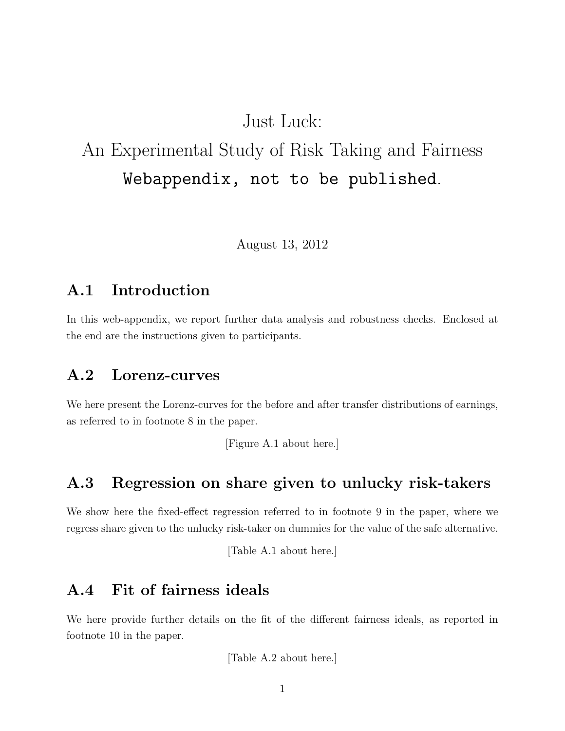# Just Luck: An Experimental Study of Risk Taking and Fairness

`Webappendix, not to be published`.

August 13, 2012

## A.1 Introduction

In this web-appendix, we report further data analysis and robustness checks. Enclosed at the end are the instructions given to participants.

## A.2 Lorenz-curves

We here present the Lorenz-curves for the before and after transfer distributions of earnings, as referred to in footnote 8 in the paper.

[Figure A.1 about here.]

## A.3 Regression on share given to unlucky risk-takers

We show here the fixed-effect regression referred to in footnote 9 in the paper, where we regress share given to the unlucky risk-taker on dummies for the value of the safe alternative.

[Table A.1 about here.]

## A.4 Fit of fairness ideals

We here provide further details on the fit of the different fairness ideals, as reported in footnote 10 in the paper.

[Table A.2 about here.]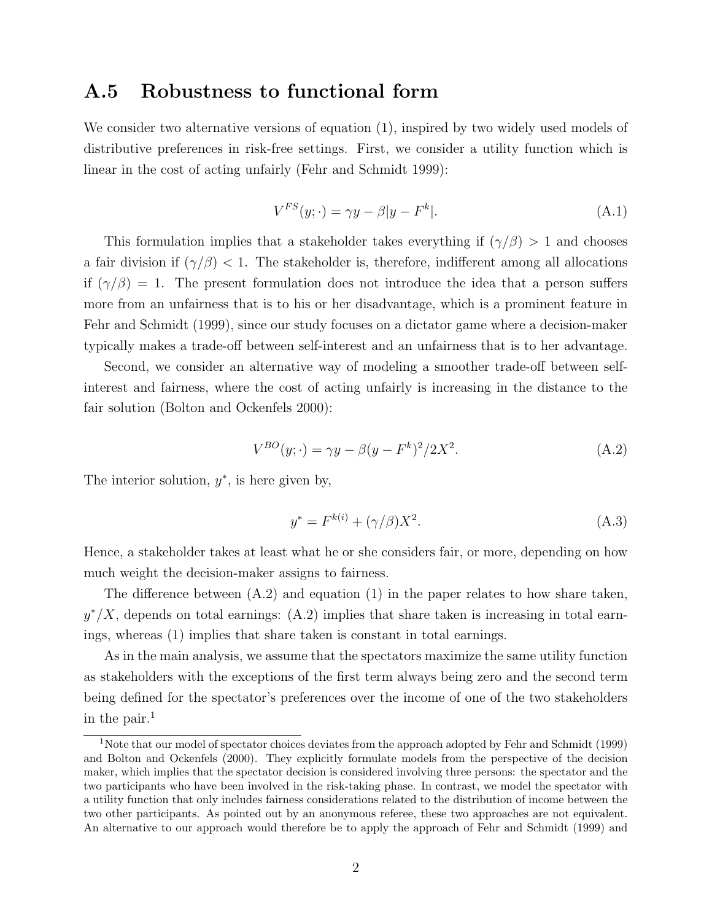## A.5 Robustness to functional form

We consider two alternative versions of equation (1), inspired by two widely used models of distributive preferences in risk-free settings. First, we consider a utility function which is linear in the cost of acting unfairly (Fehr and Schmidt 1999):

$$V^{FS}(y; \cdot) = \gamma y - \beta |y - F^k|. \tag{A.1}$$

This formulation implies that a stakeholder takes everything if $(\gamma/\beta) > 1$ and chooses a fair division if $(\gamma/\beta) < 1$. The stakeholder is, therefore, indifferent among all allocations if $(\gamma/\beta) = 1$. The present formulation does not introduce the idea that a person suffers more from an unfairness that is to his or her disadvantage, which is a prominent feature in Fehr and Schmidt (1999), since our study focuses on a dictator game where a decision-maker typically makes a trade-off between self-interest and an unfairness that is to her advantage.

Second, we consider an alternative way of modeling a smoother trade-off between self-interest and fairness, where the cost of acting unfairly is increasing in the distance to the fair solution (Bolton and Ockenfels 2000):

$$V^{BO}(y; \cdot) = \gamma y - \beta (y - F^k)^2 / 2X^2. \tag{A.2}$$

The interior solution, $y^*$, is here given by,

$$y^* = F^{k(i)} + (\gamma/\beta) X^2. \tag{A.3}$$

Hence, a stakeholder takes at least what he or she considers fair, or more, depending on how much weight the decision-maker assigns to fairness.

The difference between (A.2) and equation (1) in the paper relates to how share taken, $y^*/X$, depends on total earnings: (A.2) implies that share taken is increasing in total earnings, whereas (1) implies that share taken is constant in total earnings.

As in the main analysis, we assume that the spectators maximize the same utility function as stakeholders with the exceptions of the first term always being zero and the second term being defined for the spectator's preferences over the income of one of the two stakeholders in the pair.[1]

[1] Note that our model of spectator choices deviates from the approach adopted by Fehr and Schmidt (1999) and Bolton and Ockenfels (2000). They explicitly formulate models from the perspective of the decision maker, which implies that the spectator decision is considered involving three persons: the spectator and the two participants who have been involved in the risk-taking phase. In contrast, we model the spectator with a utility function that only includes fairness considerations related to the distribution of income between the two other participants. As pointed out by an anonymous referee, these two approaches are not equivalent. An alternative to our approach would therefore be to apply the approach of Fehr and Schmidt (1999) and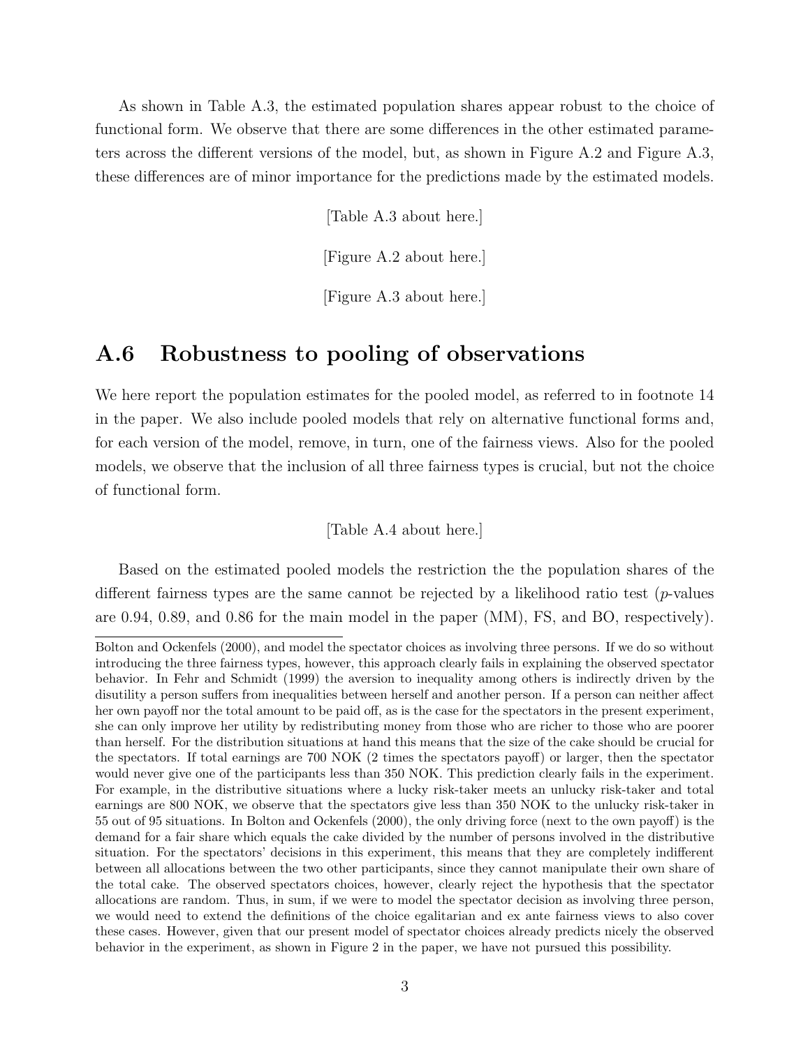As shown in Table A.3, the estimated population shares appear robust to the choice of functional form. We observe that there are some differences in the other estimated parameters across the different versions of the model, but, as shown in Figure A.2 and Figure A.3, these differences are of minor importance for the predictions made by the estimated models.

[Table A.3 about here.]

[Figure A.2 about here.]

[Figure A.3 about here.]

## A.6 Robustness to pooling of observations

We here report the population estimates for the pooled model, as referred to in footnote 14 in the paper. We also include pooled models that rely on alternative functional forms and, for each version of the model, remove, in turn, one of the fairness views. Also for the pooled models, we observe that the inclusion of all three fairness types is crucial, but not the choice of functional form.

[Table A.4 about here.]

Based on the estimated pooled models the restriction the the population shares of the different fairness types are the same cannot be rejected by a likelihood ratio test ($p$-values are 0.94, 0.89, and 0.86 for the main model in the paper (MM), FS, and BO, respectively).

---

Bolton and Ockenfels (2000), and model the spectator choices as involving three persons. If we do so without introducing the three fairness types, however, this approach clearly fails in explaining the observed spectator behavior. In Fehr and Schmidt (1999) the aversion to inequality among others is indirectly driven by the disutility a person suffers from inequalities between herself and another person. If a person can neither affect her own payoff nor the total amount to be paid off, as is the case for the spectators in the present experiment, she can only improve her utility by redistributing money from those who are richer to those who are poorer than herself. For the distribution situations at hand this means that the size of the cake should be crucial for the spectators. If total earnings are 700 NOK (2 times the spectators payoff) or larger, then the spectator would never give one of the participants less than 350 NOK. This prediction clearly fails in the experiment. For example, in the distributive situations where a lucky risk-taker meets an unlucky risk-taker and total earnings are 800 NOK, we observe that the spectators give less than 350 NOK to the unlucky risk-taker in 55 out of 95 situations. In Bolton and Ockenfels (2000), the only driving force (next to the own payoff) is the demand for a fair share which equals the cake divided by the number of persons involved in the distributive situation. For the spectators' decisions in this experiment, this means that they are completely indifferent between all allocations between the two other participants, since they cannot manipulate their own share of the total cake. The observed spectators choices, however, clearly reject the hypothesis that the spectator allocations are random. Thus, in sum, if we were to model the spectator decision as involving three person, we would need to extend the definitions of the choice egalitarian and ex ante fairness views to also cover these cases. However, given that our present model of spectator choices already predicts nicely the observed behavior in the experiment, as shown in Figure 2 in the paper, we have not pursued this possibility.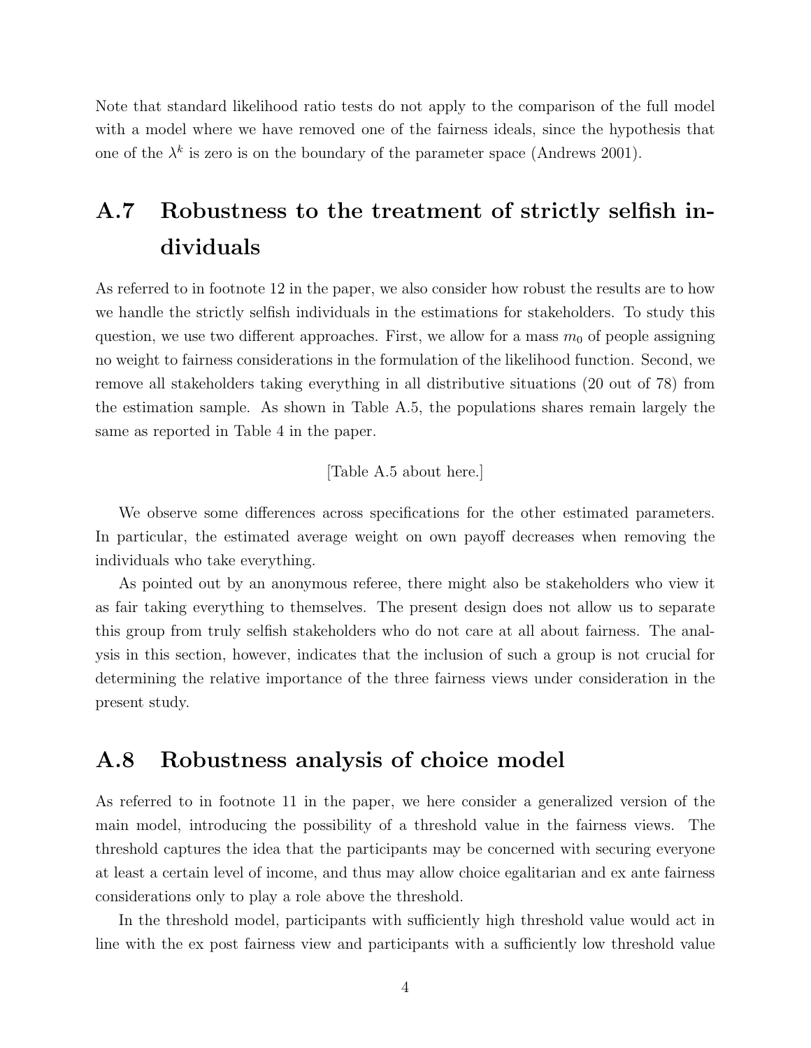Note that standard likelihood ratio tests do not apply to the comparison of the full model with a model where we have removed one of the fairness ideals, since the hypothesis that one of the $\lambda^k$ is zero is on the boundary of the parameter space (Andrews 2001).

## A.7 Robustness to the treatment of strictly selfish individuals

As referred to in footnote 12 in the paper, we also consider how robust the results are to how we handle the strictly selfish individuals in the estimations for stakeholders. To study this question, we use two different approaches. First, we allow for a mass $m_0$ of people assigning no weight to fairness considerations in the formulation of the likelihood function. Second, we remove all stakeholders taking everything in all distributive situations (20 out of 78) from the estimation sample. As shown in Table A.5, the populations shares remain largely the same as reported in Table 4 in the paper.

[Table A.5 about here.]

We observe some differences across specifications for the other estimated parameters. In particular, the estimated average weight on own payoff decreases when removing the individuals who take everything.

As pointed out by an anonymous referee, there might also be stakeholders who view it as fair taking everything to themselves. The present design does not allow us to separate this group from truly selfish stakeholders who do not care at all about fairness. The analysis in this section, however, indicates that the inclusion of such a group is not crucial for determining the relative importance of the three fairness views under consideration in the present study.

## A.8 Robustness analysis of choice model

As referred to in footnote 11 in the paper, we here consider a generalized version of the main model, introducing the possibility of a threshold value in the fairness views. The threshold captures the idea that the participants may be concerned with securing everyone at least a certain level of income, and thus may allow choice egalitarian and ex ante fairness considerations only to play a role above the threshold.

In the threshold model, participants with sufficiently high threshold value would act in line with the ex post fairness view and participants with a sufficiently low threshold value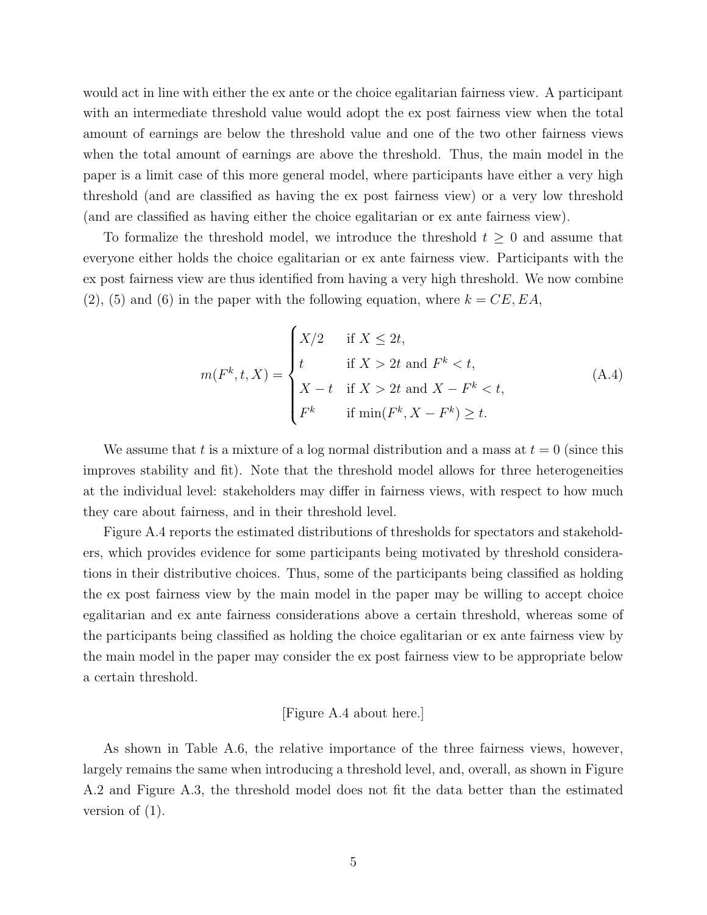would act in line with either the ex ante or the choice egalitarian fairness view. A participant with an intermediate threshold value would adopt the ex post fairness view when the total amount of earnings are below the threshold value and one of the two other fairness views when the total amount of earnings are above the threshold. Thus, the main model in the paper is a limit case of this more general model, where participants have either a very high threshold (and are classified as having the ex post fairness view) or a very low threshold (and are classified as having either the choice egalitarian or ex ante fairness view).

To formalize the threshold model, we introduce the threshold $t \geq 0$ and assume that everyone either holds the choice egalitarian or ex ante fairness view. Participants with the ex post fairness view are thus identified from having a very high threshold. We now combine (2), (5) and (6) in the paper with the following equation, where $k = CE, EA$,

$$
m(F^k, t, X) = \begin{cases} X/2 & \text{if } X \leq 2t, \\ t & \text{if } X > 2t \text{ and } F^k < t, \\ X - t & \text{if } X > 2t \text{ and } X - F^k < t, \\ F^k & \text{if } \min(F^k, X - F^k) \geq t. \end{cases} \tag{A.4}
$$

We assume that $t$ is a mixture of a log normal distribution and a mass at $t = 0$ (since this improves stability and fit). Note that the threshold model allows for three heterogeneities at the individual level: stakeholders may differ in fairness views, with respect to how much they care about fairness, and in their threshold level.

Figure A.4 reports the estimated distributions of thresholds for spectators and stakeholders, which provides evidence for some participants being motivated by threshold considerations in their distributive choices. Thus, some of the participants being classified as holding the ex post fairness view by the main model in the paper may be willing to accept choice egalitarian and ex ante fairness considerations above a certain threshold, whereas some of the participants being classified as holding the choice egalitarian or ex ante fairness view by the main model in the paper may consider the ex post fairness view to be appropriate below a certain threshold.

[Figure A.4 about here.]

As shown in Table A.6, the relative importance of the three fairness views, however, largely remains the same when introducing a threshold level, and, overall, as shown in Figure A.2 and Figure A.3, the threshold model does not fit the data better than the estimated version of (1).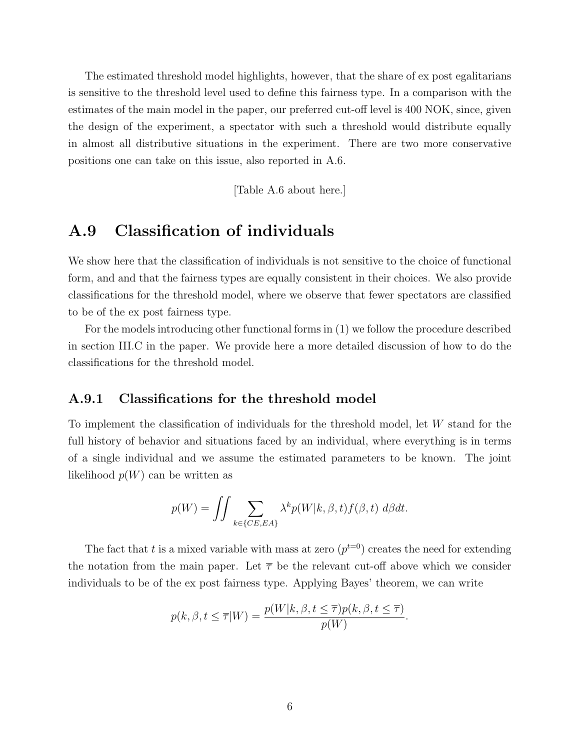The estimated threshold model highlights, however, that the share of ex post egalitarians is sensitive to the threshold level used to define this fairness type. In a comparison with the estimates of the main model in the paper, our preferred cut-off level is 400 NOK, since, given the design of the experiment, a spectator with such a threshold would distribute equally in almost all distributive situations in the experiment. There are two more conservative positions one can take on this issue, also reported in A.6.

[Table A.6 about here.]

## A.9 Classification of individuals

We show here that the classification of individuals is not sensitive to the choice of functional form, and and that the fairness types are equally consistent in their choices. We also provide classifications for the threshold model, where we observe that fewer spectators are classified to be of the ex post fairness type.

For the models introducing other functional forms in (1) we follow the procedure described in section III.C in the paper. We provide here a more detailed discussion of how to do the classifications for the threshold model.

### A.9.1 Classifications for the threshold model

To implement the classification of individuals for the threshold model, let $W$ stand for the full history of behavior and situations faced by an individual, where everything is in terms of a single individual and we assume the estimated parameters to be known. The joint likelihood $p(W)$ can be written as

$$p(W) = \iint \sum_{k \in \{CE, EA\}} \lambda^k p(W|k, \beta, t) f(\beta, t) \; d\beta dt.$$

The fact that $t$ is a mixed variable with mass at zero ($p^{t=0}$) creates the need for extending the notation from the main paper. Let $\overline{\tau}$ be the relevant cut-off above which we consider individuals to be of the ex post fairness type. Applying Bayes' theorem, we can write

$$p(k, \beta, t \leq \overline{\tau}|W) = \frac{p(W|k, \beta, t \leq \overline{\tau}) p(k, \beta, t \leq \overline{\tau})}{p(W)}.$$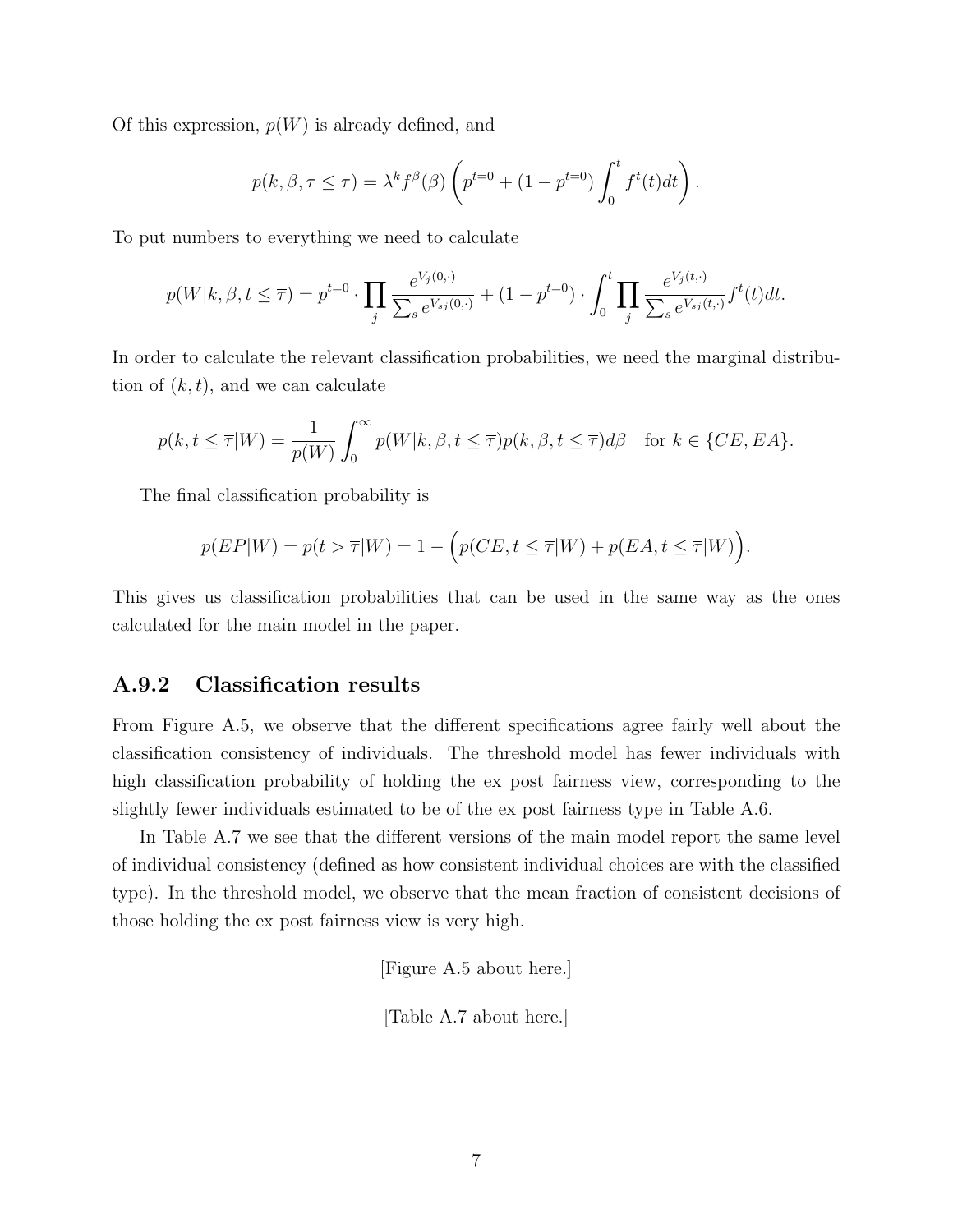Of this expression, $p(W)$ is already defined, and

$$p(k, \beta, \tau \leq \overline{\tau}) = \lambda^k f^\beta(\beta) \left( p^{t=0} + (1 - p^{t=0}) \int_0^t f^t(t) dt \right).$$

To put numbers to everything we need to calculate

$$p(W | k, \beta, t \leq \overline{\tau}) = p^{t=0} \cdot \prod_j \frac{e^{V_j(0,\cdot)}}{\sum_s e^{V_{sj}(0,\cdot)}} + (1 - p^{t=0}) \cdot \int_0^t \prod_j \frac{e^{V_j(t,\cdot)}}{\sum_s e^{V_{sj}(t,\cdot)}} f^t(t) dt.$$

In order to calculate the relevant classification probabilities, we need the marginal distribution of $(k, t)$, and we can calculate

$$p(k, t \leq \overline{\tau} | W) = \frac{1}{p(W)} \int_0^\infty p(W | k, \beta, t \leq \overline{\tau}) p(k, \beta, t \leq \overline{\tau}) d\beta \quad \text{for } k \in \{CE, EA\}.$$

The final classification probability is

$$p(EP | W) = p(t > \overline{\tau} | W) = 1 - \Big( p(CE, t \leq \overline{\tau} | W) + p(EA, t \leq \overline{\tau} | W) \Big).$$

This gives us classification probabilities that can be used in the same way as the ones calculated for the main model in the paper.

### A.9.2 Classification results

From Figure A.5, we observe that the different specifications agree fairly well about the classification consistency of individuals. The threshold model has fewer individuals with high classification probability of holding the ex post fairness view, corresponding to the slightly fewer individuals estimated to be of the ex post fairness type in Table A.6.

In Table A.7 we see that the different versions of the main model report the same level of individual consistency (defined as how consistent individual choices are with the classified type). In the threshold model, we observe that the mean fraction of consistent decisions of those holding the ex post fairness view is very high.

[Figure A.5 about here.]

[Table A.7 about here.]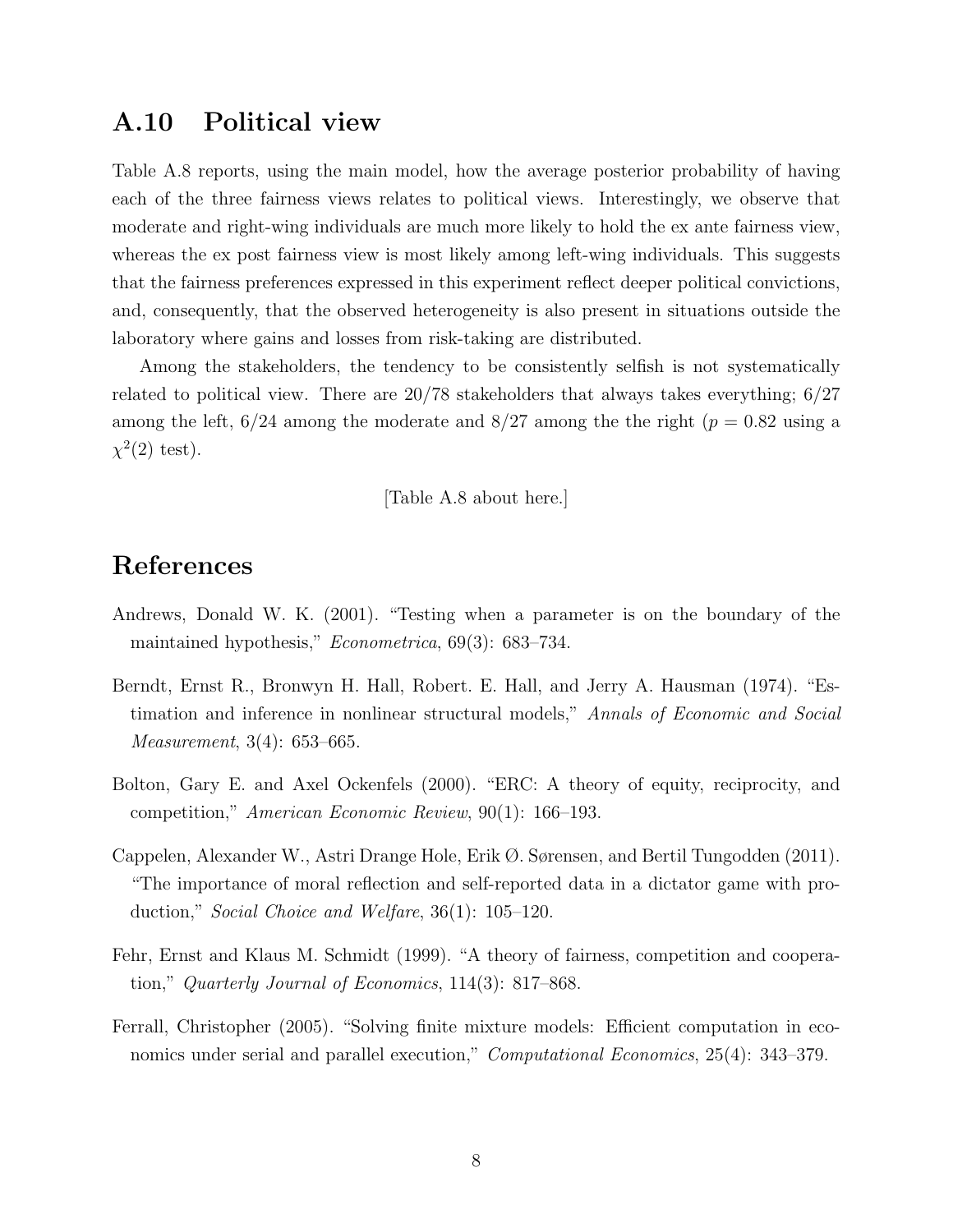## A.10 Political view

Table A.8 reports, using the main model, how the average posterior probability of having each of the three fairness views relates to political views. Interestingly, we observe that moderate and right-wing individuals are much more likely to hold the ex ante fairness view, whereas the ex post fairness view is most likely among left-wing individuals. This suggests that the fairness preferences expressed in this experiment reflect deeper political convictions, and, consequently, that the observed heterogeneity is also present in situations outside the laboratory where gains and losses from risk-taking are distributed.

Among the stakeholders, the tendency to be consistently selfish is not systematically related to political view. There are 20/78 stakeholders that always takes everything; 6/27 among the left, 6/24 among the moderate and 8/27 among the the right ($p = 0.82$ using a $\chi^2(2)$ test).

[Table A.8 about here.]

# References

Andrews, Donald W. K. (2001). "Testing when a parameter is on the boundary of the maintained hypothesis," *Econometrica*, 69(3): 683–734.

Berndt, Ernst R., Bronwyn H. Hall, Robert. E. Hall, and Jerry A. Hausman (1974). "Estimation and inference in nonlinear structural models," *Annals of Economic and Social Measurement*, 3(4): 653–665.

Bolton, Gary E. and Axel Ockenfels (2000). "ERC: A theory of equity, reciprocity, and competition," *American Economic Review*, 90(1): 166–193.

Cappelen, Alexander W., Astri Drange Hole, Erik Ø. Sørensen, and Bertil Tungodden (2011). "The importance of moral reflection and self-reported data in a dictator game with production," *Social Choice and Welfare*, 36(1): 105–120.

Fehr, Ernst and Klaus M. Schmidt (1999). "A theory of fairness, competition and cooperation," *Quarterly Journal of Economics*, 114(3): 817–868.

Ferrall, Christopher (2005). "Solving finite mixture models: Efficient computation in economics under serial and parallel execution," *Computational Economics*, 25(4): 343–379.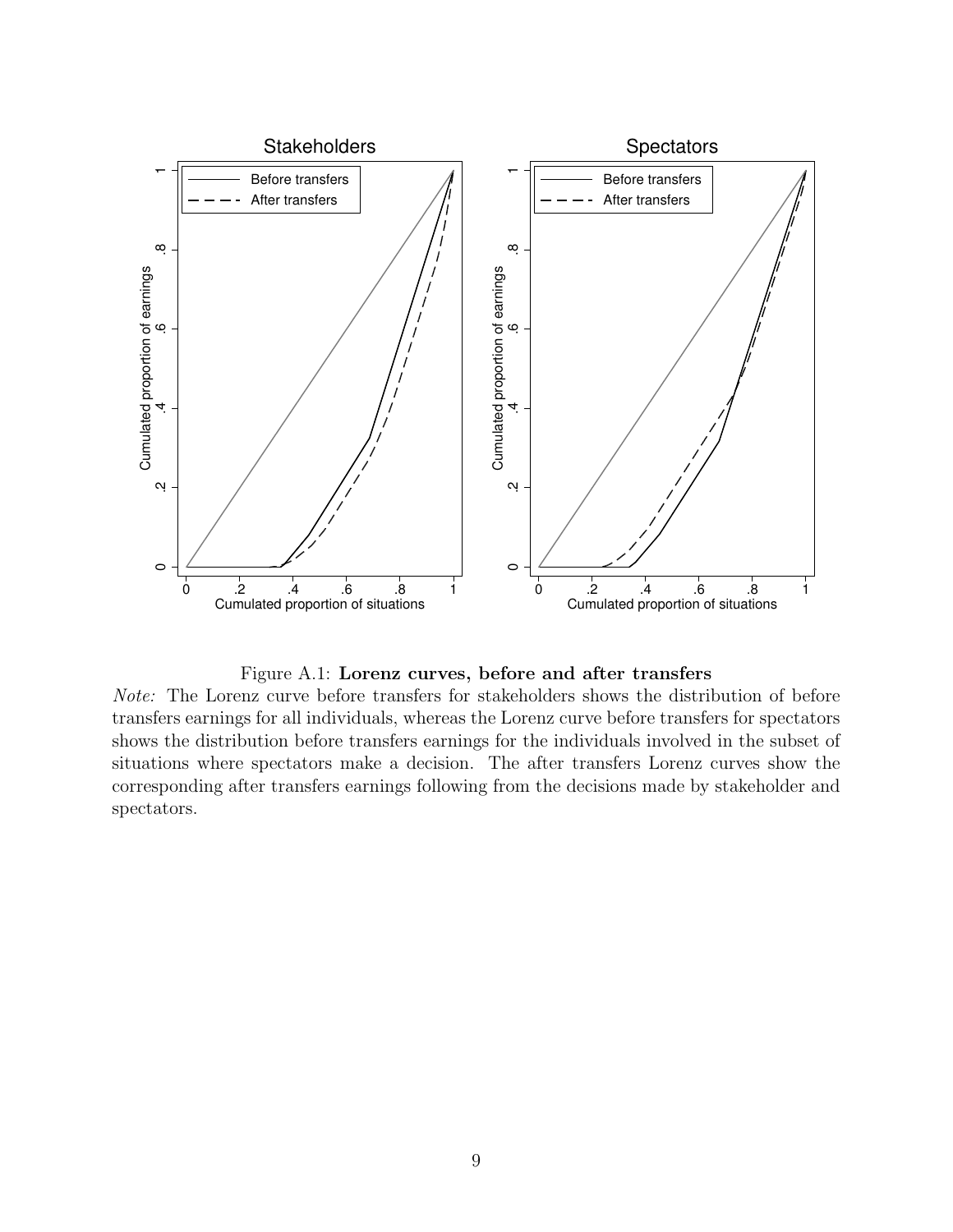Figure A.1: **Lorenz curves, before and after transfers**

*Note:* The Lorenz curve before transfers for stakeholders shows the distribution of before transfers earnings for all individuals, whereas the Lorenz curve before transfers for spectators shows the distribution before transfers earnings for the individuals involved in the subset of situations where spectators make a decision. The after transfers Lorenz curves show the corresponding after transfers earnings following from the decisions made by stakeholder and spectators.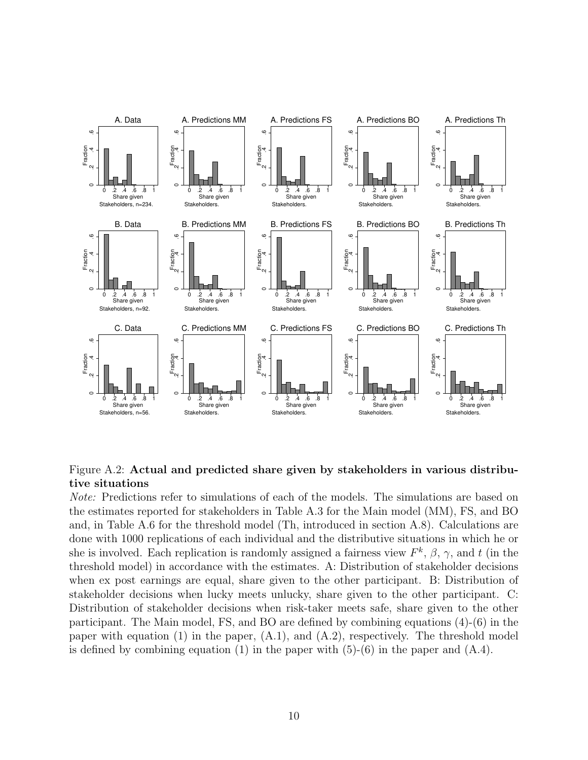Figure A.2: **Actual and predicted share given by stakeholders in various distributive situations**

*Note:* Predictions refer to simulations of each of the models. The simulations are based on the estimates reported for stakeholders in Table A.3 for the Main model (MM), FS, and BO and, in Table A.6 for the threshold model (Th, introduced in section A.8). Calculations are done with 1000 replications of each individual and the distributive situations in which he or she is involved. Each replication is randomly assigned a fairness view $F^k$, $\beta$, $\gamma$, and $t$ (in the threshold model) in accordance with the estimates. A: Distribution of stakeholder decisions when ex post earnings are equal, share given to the other participant. B: Distribution of stakeholder decisions when lucky meets unlucky, share given to the other participant. C: Distribution of stakeholder decisions when risk-taker meets safe, share given to the other participant. The Main model, FS, and BO are defined by combining equations (4)-(6) in the paper with equation (1) in the paper, (A.1), and (A.2), respectively. The threshold model is defined by combining equation (1) in the paper with (5)-(6) in the paper and (A.4).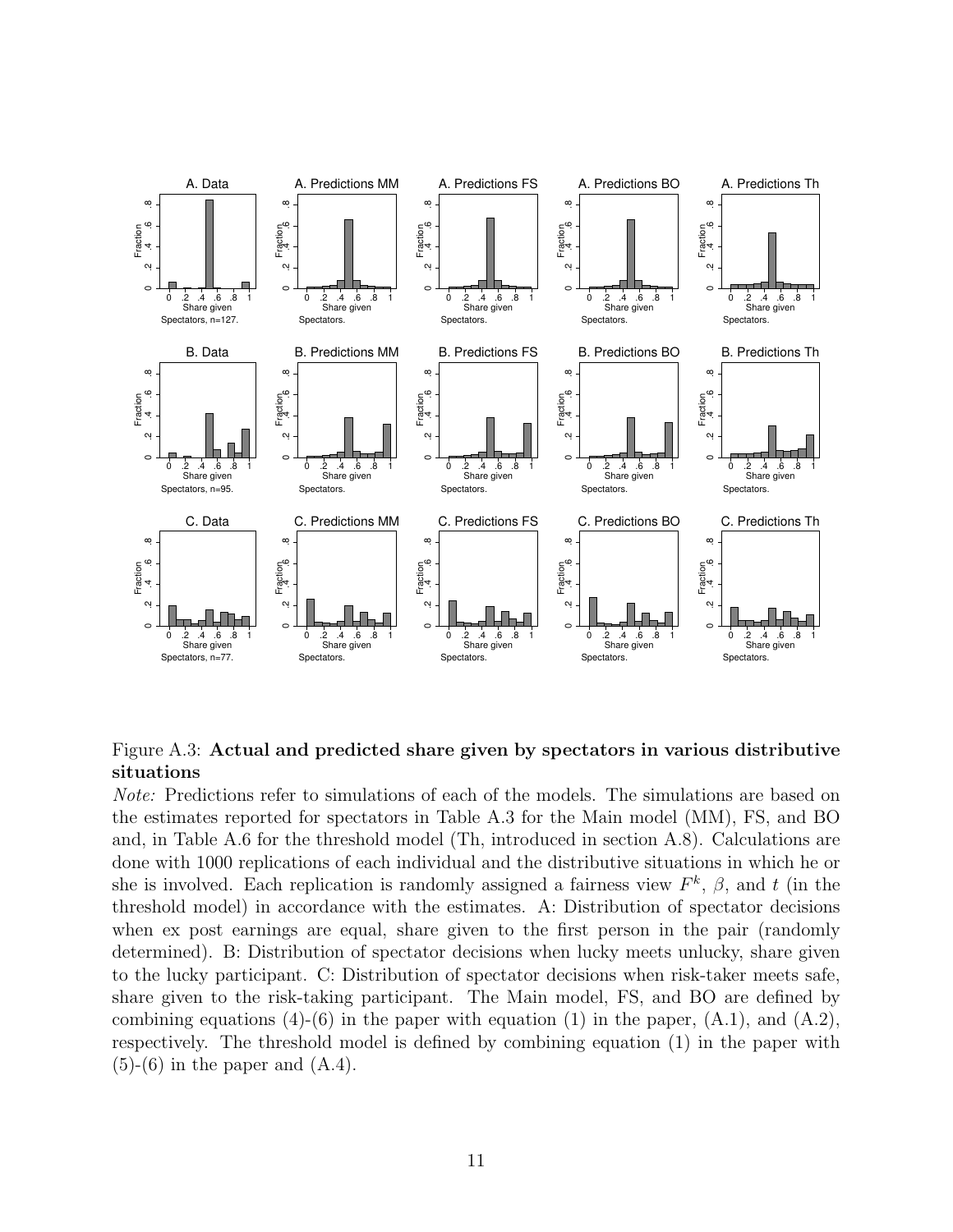Figure A.3: **Actual and predicted share given by spectators in various distributive situations**

*Note:* Predictions refer to simulations of each of the models. The simulations are based on the estimates reported for spectators in Table A.3 for the Main model (MM), FS, and BO and, in Table A.6 for the threshold model (Th, introduced in section A.8). Calculations are done with 1000 replications of each individual and the distributive situations in which he or she is involved. Each replication is randomly assigned a fairness view $F^k$, $\beta$, and $t$ (in the threshold model) in accordance with the estimates. A: Distribution of spectator decisions when ex post earnings are equal, share given to the first person in the pair (randomly determined). B: Distribution of spectator decisions when lucky meets unlucky, share given to the lucky participant. C: Distribution of spectator decisions when risk-taker meets safe, share given to the risk-taking participant. The Main model, FS, and BO are defined by combining equations (4)-(6) in the paper with equation (1) in the paper, (A.1), and (A.2), respectively. The threshold model is defined by combining equation (1) in the paper with (5)-(6) in the paper and (A.4).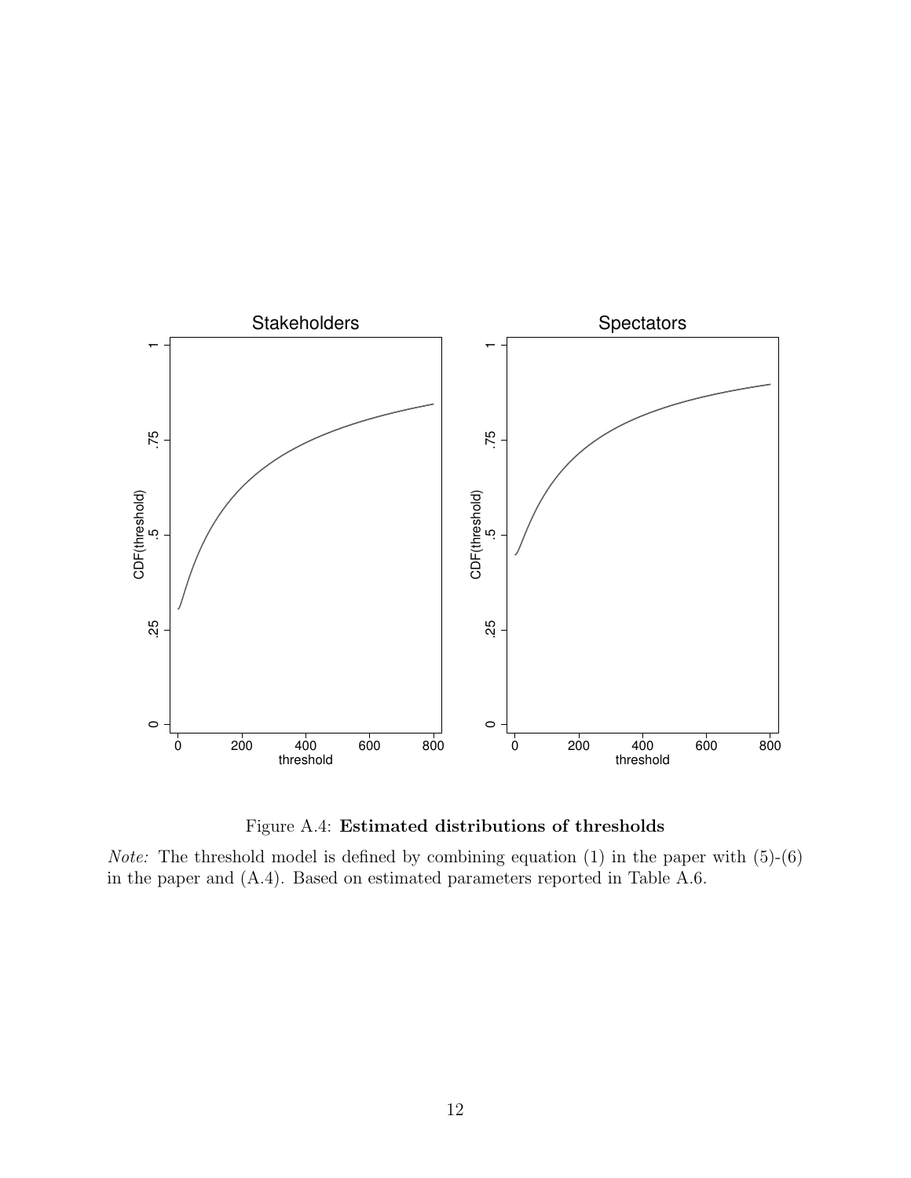Figure A.4: **Estimated distributions of thresholds**

*Note:* The threshold model is defined by combining equation (1) in the paper with (5)-(6) in the paper and (A.4). Based on estimated parameters reported in Table A.6.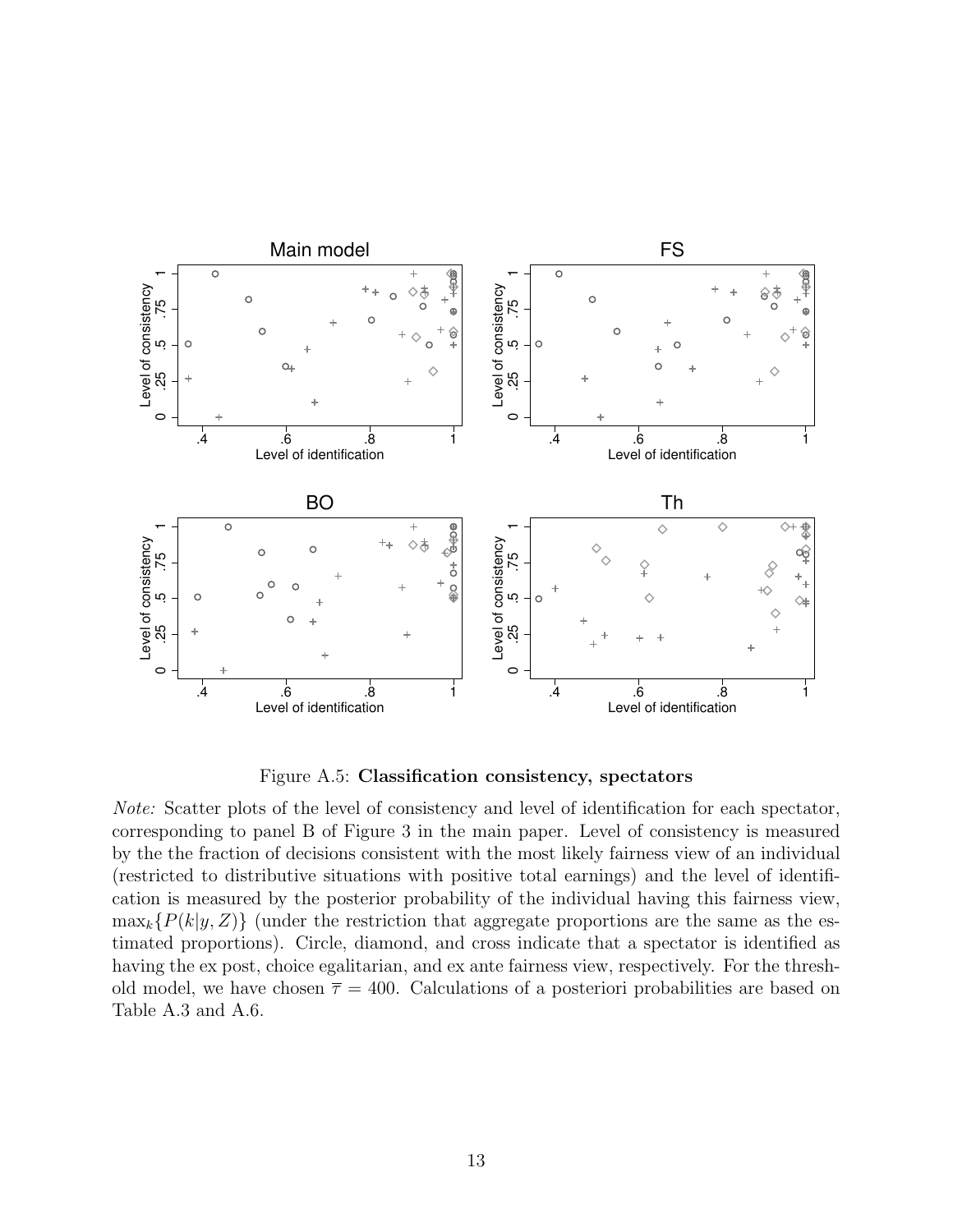Figure A.5: **Classification consistency, spectators**

*Note:* Scatter plots of the level of consistency and level of identification for each spectator, corresponding to panel B of Figure 3 in the main paper. Level of consistency is measured by the the fraction of decisions consistent with the most likely fairness view of an individual (restricted to distributive situations with positive total earnings) and the level of identification is measured by the posterior probability of the individual having this fairness view, $\max_k\{P(k|y, Z)\}$ (under the restriction that aggregate proportions are the same as the estimated proportions). Circle, diamond, and cross indicate that a spectator is identified as having the ex post, choice egalitarian, and ex ante fairness view, respectively. For the threshold model, we have chosen $\overline{\tau} = 400$. Calculations of a posteriori probabilities are based on Table A.3 and A.6.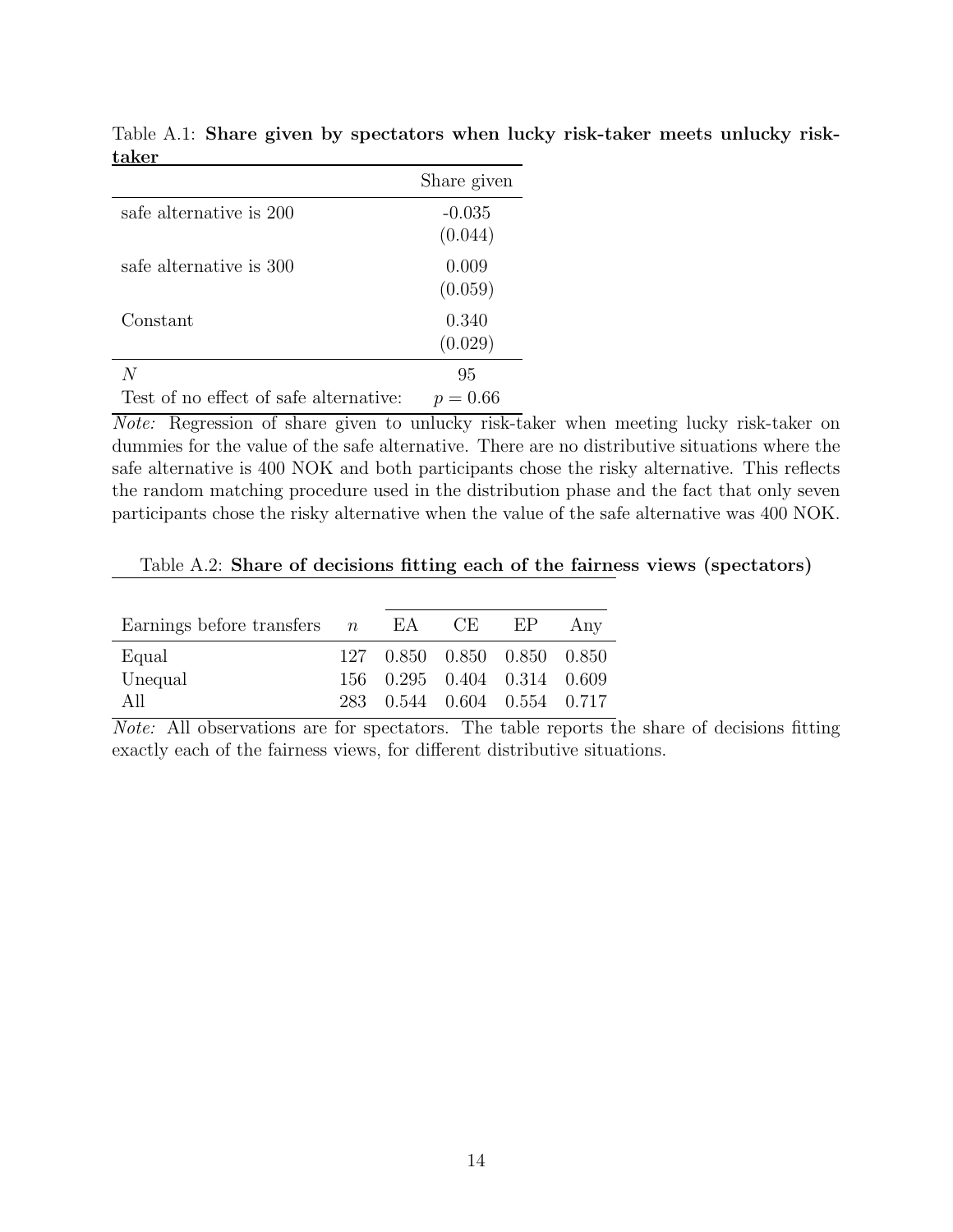Table A.1: **Share given by spectators when lucky risk-taker meets unlucky risk-taker**

| | Share given |
|---|---|
| safe alternative is 200 | -0.035 |
| | (0.044) |
| safe alternative is 300 | 0.009 |
| | (0.059) |
| Constant | 0.340 |
| | (0.029) |
| $N$ | 95 |
| Test of no effect of safe alternative: | $p = 0.66$ |

*Note:* Regression of share given to unlucky risk-taker when meeting lucky risk-taker on dummies for the value of the safe alternative. There are no distributive situations where the safe alternative is 400 NOK and both participants chose the risky alternative. This reflects the random matching procedure used in the distribution phase and the fact that only seven participants chose the risky alternative when the value of the safe alternative was 400 NOK.

Table A.2: **Share of decisions fitting each of the fairness views (spectators)**

| Earnings before transfers | $n$ | EA | CE | EP | Any |
|---|---|---|---|---|---|
| Equal | 127 | 0.850 | 0.850 | 0.850 | 0.850 |
| Unequal | 156 | 0.295 | 0.404 | 0.314 | 0.609 |
| All | 283 | 0.544 | 0.604 | 0.554 | 0.717 |

*Note:* All observations are for spectators. The table reports the share of decisions fitting exactly each of the fairness views, for different distributive situations.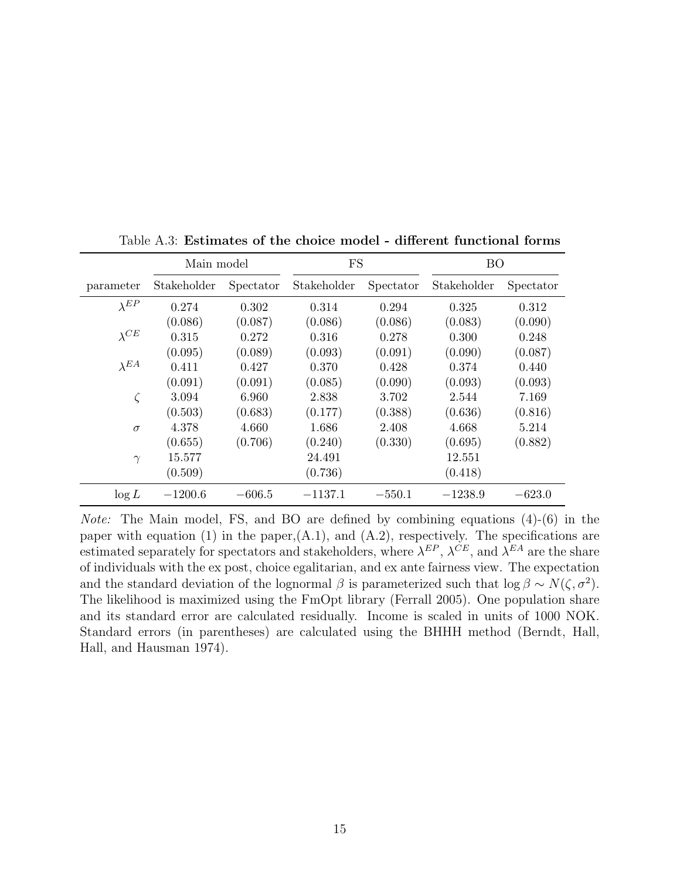Table A.3: **Estimates of the choice model - different functional forms**

| | Main model | | FS | | BO | |
|---|---|---|---|---|---|---|
| parameter | Stakeholder | Spectator | Stakeholder | Spectator | Stakeholder | Spectator |
| $\lambda^{EP}$ | 0.274 | 0.302 | 0.314 | 0.294 | 0.325 | 0.312 |
| | (0.086) | (0.087) | (0.086) | (0.086) | (0.083) | (0.090) |
| $\lambda^{CE}$ | 0.315 | 0.272 | 0.316 | 0.278 | 0.300 | 0.248 |
| | (0.095) | (0.089) | (0.093) | (0.091) | (0.090) | (0.087) |
| $\lambda^{EA}$ | 0.411 | 0.427 | 0.370 | 0.428 | 0.374 | 0.440 |
| | (0.091) | (0.091) | (0.085) | (0.090) | (0.093) | (0.093) |
| $\zeta$ | 3.094 | 6.960 | 2.838 | 3.702 | 2.544 | 7.169 |
| | (0.503) | (0.683) | (0.177) | (0.388) | (0.636) | (0.816) |
| $\sigma$ | 4.378 | 4.660 | 1.686 | 2.408 | 4.668 | 5.214 |
| | (0.655) | (0.706) | (0.240) | (0.330) | (0.695) | (0.882) |
| $\gamma$ | 15.577 | | 24.491 | | 12.551 | |
| | (0.509) | | (0.736) | | (0.418) | |
| $\log L$ | $-1200.6$ | $-606.5$ | $-1137.1$ | $-550.1$ | $-1238.9$ | $-623.0$ |

*Note:* The Main model, FS, and BO are defined by combining equations (4)-(6) in the paper with equation (1) in the paper,(A.1), and (A.2), respectively. The specifications are estimated separately for spectators and stakeholders, where $\lambda^{EP}$, $\lambda^{CE}$, and $\lambda^{EA}$ are the share of individuals with the ex post, choice egalitarian, and ex ante fairness view. The expectation and the standard deviation of the lognormal $\beta$ is parameterized such that $\log \beta \sim N(\zeta, \sigma^2)$. The likelihood is maximized using the FmOpt library (Ferrall 2005). One population share and its standard error are calculated residually. Income is scaled in units of 1000 NOK. Standard errors (in parentheses) are calculated using the BHHH method (Berndt, Hall, Hall, and Hausman 1974).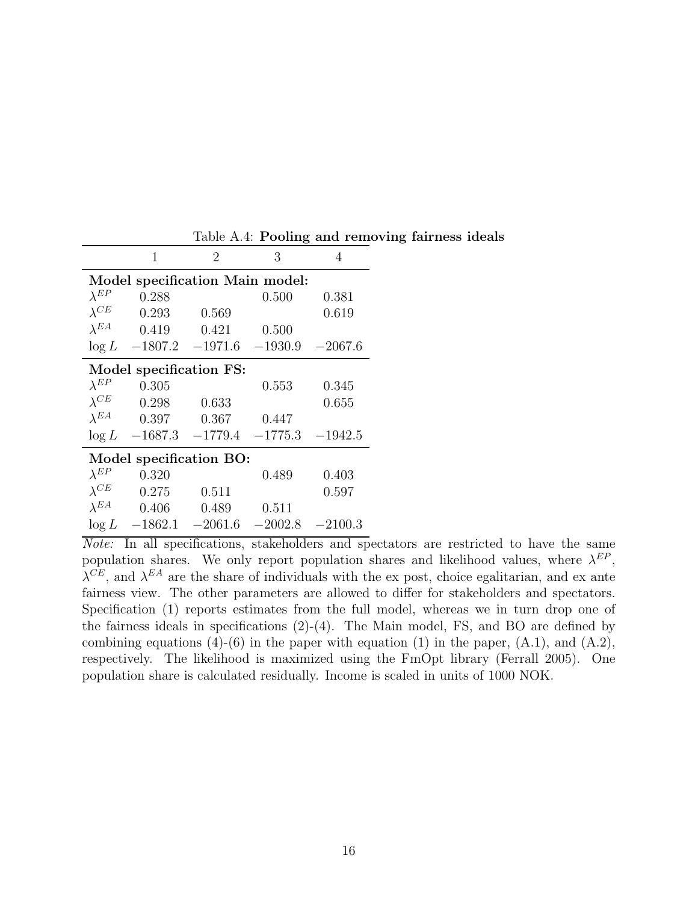Table A.4: **Pooling and removing fairness ideals**

| | 1 | 2 | 3 | 4 |
|---|---|---|---|---|
| **Model specification Main model:** | | | | |
| $\lambda^{EP}$ | 0.288 | | 0.500 | 0.381 |
| $\lambda^{CE}$ | 0.293 | 0.569 | | 0.619 |
| $\lambda^{EA}$ | 0.419 | 0.421 | 0.500 | |
| $\log L$ | $-1807.2$ | $-1971.6$ | $-1930.9$ | $-2067.6$ |
| **Model specification FS:** | | | | |
| $\lambda^{EP}$ | 0.305 | | 0.553 | 0.345 |
| $\lambda^{CE}$ | 0.298 | 0.633 | | 0.655 |
| $\lambda^{EA}$ | 0.397 | 0.367 | 0.447 | |
| $\log L$ | $-1687.3$ | $-1779.4$ | $-1775.3$ | $-1942.5$ |
| **Model specification BO:** | | | | |
| $\lambda^{EP}$ | 0.320 | | 0.489 | 0.403 |
| $\lambda^{CE}$ | 0.275 | 0.511 | | 0.597 |
| $\lambda^{EA}$ | 0.406 | 0.489 | 0.511 | |
| $\log L$ | $-1862.1$ | $-2061.6$ | $-2002.8$ | $-2100.3$ |

*Note:* In all specifications, stakeholders and spectators are restricted to have the same population shares. We only report population shares and likelihood values, where $\lambda^{EP}$, $\lambda^{CE}$, and $\lambda^{EA}$ are the share of individuals with the ex post, choice egalitarian, and ex ante fairness view. The other parameters are allowed to differ for stakeholders and spectators. Specification (1) reports estimates from the full model, whereas we in turn drop one of the fairness ideals in specifications (2)-(4). The Main model, FS, and BO are defined by combining equations (4)-(6) in the paper with equation (1) in the paper, (A.1), and (A.2), respectively. The likelihood is maximized using the FmOpt library (Ferrall 2005). One population share is calculated residually. Income is scaled in units of 1000 NOK.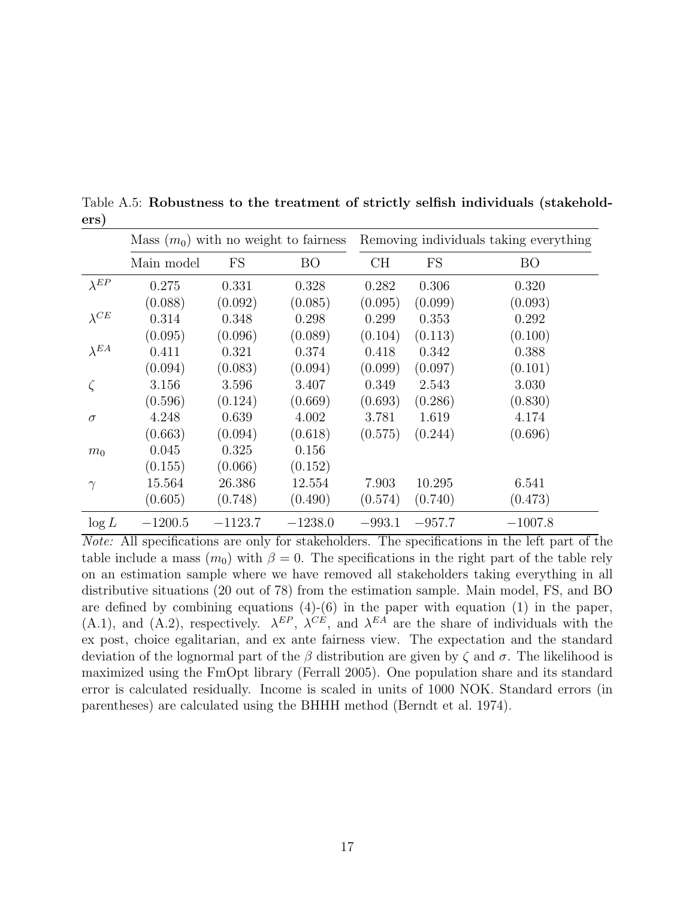Table A.5: **Robustness to the treatment of strictly selfish individuals (stakeholders)**

| | Mass ($m_0$) with no weight to fairness | | | Removing individuals taking everything | | |
|---|---|---|---|---|---|---|
| | Main model | FS | BO | CH | FS | BO |
| $\lambda^{EP}$ | 0.275 | 0.331 | 0.328 | 0.282 | 0.306 | 0.320 |
| | (0.088) | (0.092) | (0.085) | (0.095) | (0.099) | (0.093) |
| $\lambda^{CE}$ | 0.314 | 0.348 | 0.298 | 0.299 | 0.353 | 0.292 |
| | (0.095) | (0.096) | (0.089) | (0.104) | (0.113) | (0.100) |
| $\lambda^{EA}$ | 0.411 | 0.321 | 0.374 | 0.418 | 0.342 | 0.388 |
| | (0.094) | (0.083) | (0.094) | (0.099) | (0.097) | (0.101) |
| $\zeta$ | 3.156 | 3.596 | 3.407 | 0.349 | 2.543 | 3.030 |
| | (0.596) | (0.124) | (0.669) | (0.693) | (0.286) | (0.830) |
| $\sigma$ | 4.248 | 0.639 | 4.002 | 3.781 | 1.619 | 4.174 |
| | (0.663) | (0.094) | (0.618) | (0.575) | (0.244) | (0.696) |
| $m_0$ | 0.045 | 0.325 | 0.156 | | | |
| | (0.155) | (0.066) | (0.152) | | | |
| $\gamma$ | 15.564 | 26.386 | 12.554 | 7.903 | 10.295 | 6.541 |
| | (0.605) | (0.748) | (0.490) | (0.574) | (0.740) | (0.473) |
| $\log L$ | $-1200.5$ | $-1123.7$ | $-1238.0$ | $-993.1$ | $-957.7$ | $-1007.8$ |

*Note:* All specifications are only for stakeholders. The specifications in the left part of the table include a mass ($m_0$) with $\beta = 0$. The specifications in the right part of the table rely on an estimation sample where we have removed all stakeholders taking everything in all distributive situations (20 out of 78) from the estimation sample. Main model, FS, and BO are defined by combining equations (4)-(6) in the paper with equation (1) in the paper, (A.1), and (A.2), respectively. $\lambda^{EP}$, $\lambda^{CE}$, and $\lambda^{EA}$ are the share of individuals with the ex post, choice egalitarian, and ex ante fairness view. The expectation and the standard deviation of the lognormal part of the $\beta$ distribution are given by $\zeta$ and $\sigma$. The likelihood is maximized using the FmOpt library (Ferrall 2005). One population share and its standard error is calculated residually. Income is scaled in units of 1000 NOK. Standard errors (in parentheses) are calculated using the BHHH method (Berndt et al. 1974).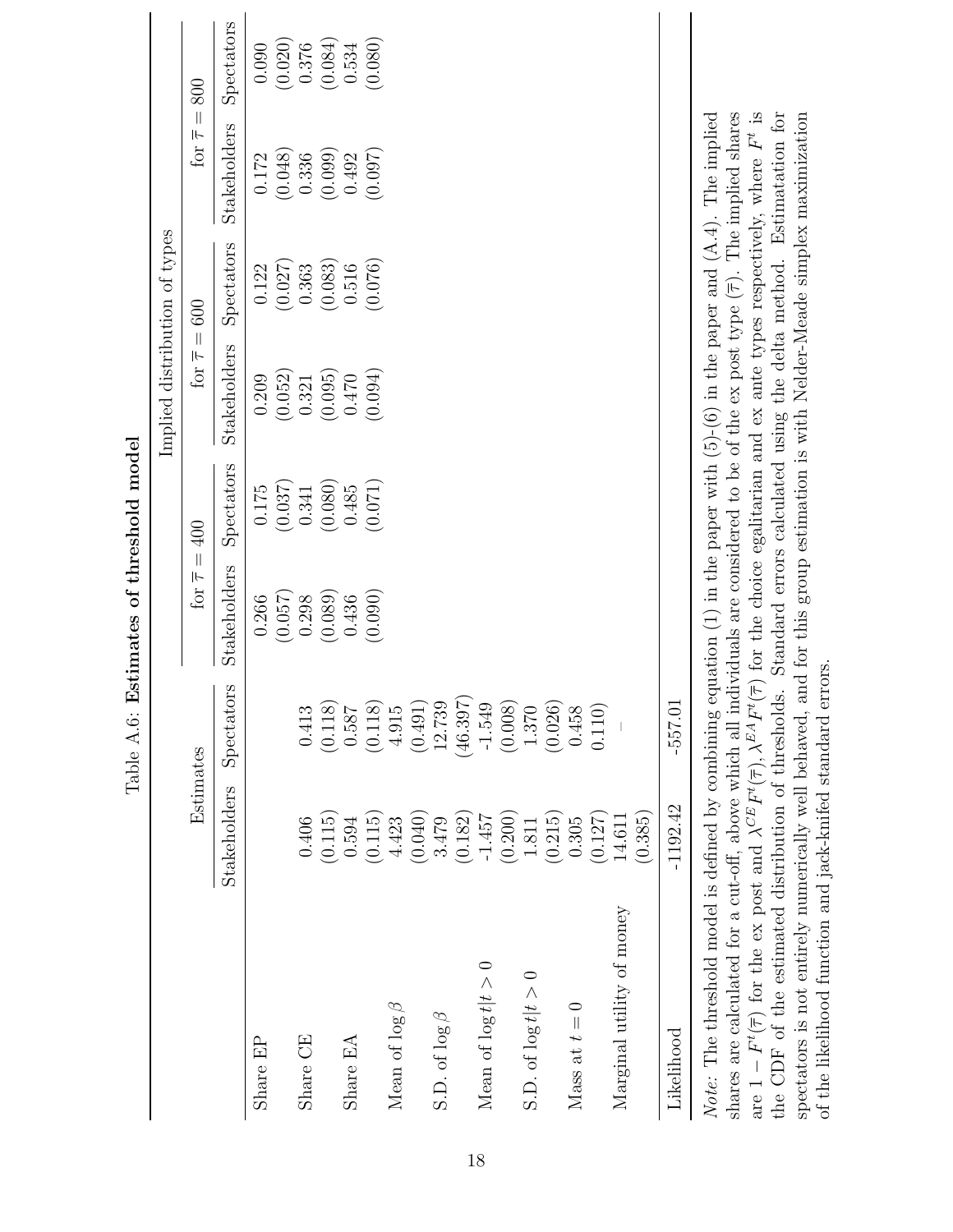Table A.6: **Estimates of threshold model**

| | Estimates | | Implied distribution of types | | | | | |
|---|---|---|---|---|---|---|---|---|
| | | | for $\overline{\tau} = 400$ | | for $\overline{\tau} = 600$ | | for $\overline{\tau} = 800$ | |
| | Stakeholders | Spectators | Stakeholders | Spectators | Stakeholders | Spectators | Stakeholders | Spectators |
| Share EP | | | 0.266 | 0.175 | 0.209 | 0.122 | 0.172 | 0.090 |
| | | | (0.057) | (0.037) | (0.052) | (0.027) | (0.048) | (0.020) |
| Share CE | 0.406 | 0.413 | 0.298 | 0.341 | 0.321 | 0.363 | 0.336 | 0.376 |
| | (0.115) | (0.118) | (0.089) | (0.080) | (0.095) | (0.083) | (0.099) | (0.084) |
| Share EA | 0.594 | 0.587 | 0.436 | 0.485 | 0.470 | 0.516 | 0.492 | 0.534 |
| | (0.115) | (0.118) | (0.090) | (0.071) | (0.094) | (0.076) | (0.097) | (0.080) |
| Mean of $\log \beta$ | 4.423 | 4.915 | | | | | | |
| | (0.040) | (0.491) | | | | | | |
| S.D. of $\log \beta$ | 3.479 | 12.739 | | | | | | |
| | (0.182) | (46.397) | | | | | | |
| Mean of $\log t \vert t > 0$ | -1.457 | -1.549 | | | | | | |
| | (0.200) | (0.008) | | | | | | |
| S.D. of $\log t \vert t > 0$ | 1.811 | 1.370 | | | | | | |
| | (0.215) | (0.026) | | | | | | |
| Mass at $t = 0$ | 0.305 | 0.458 | | | | | | |
| | (0.127) | (0.110) | | | | | | |
| Marginal utility of money | 14.611 | – | | | | | | |
| | (0.385) | | | | | | | |
| Likelihood | -1192.42 | -557.01 | | | | | | |

*Note:* The threshold model is defined by combining equation (1) in the paper with (5)-(6) in the paper and (A.4). The implied shares are calculated for a cut-off, above which all individuals are considered to be of the ex post type ($\overline{\tau}$). The implied shares are $1 - F^t(\overline{\tau})$ for the ex post and $\lambda^{CE} F^t(\overline{\tau}), \lambda^{EA} F^t(\overline{\tau})$ for the choice egalitarian and ex ante types respectively, where $F^t$ is the CDF of the estimated distribution of thresholds. Standard errors calculated using the delta method. Estimatation for spectators is not entirely numerically well behaved, and for this group estimation is with Nelder-Meade simplex maximization of the likelihood function and jack-knifed standard errors.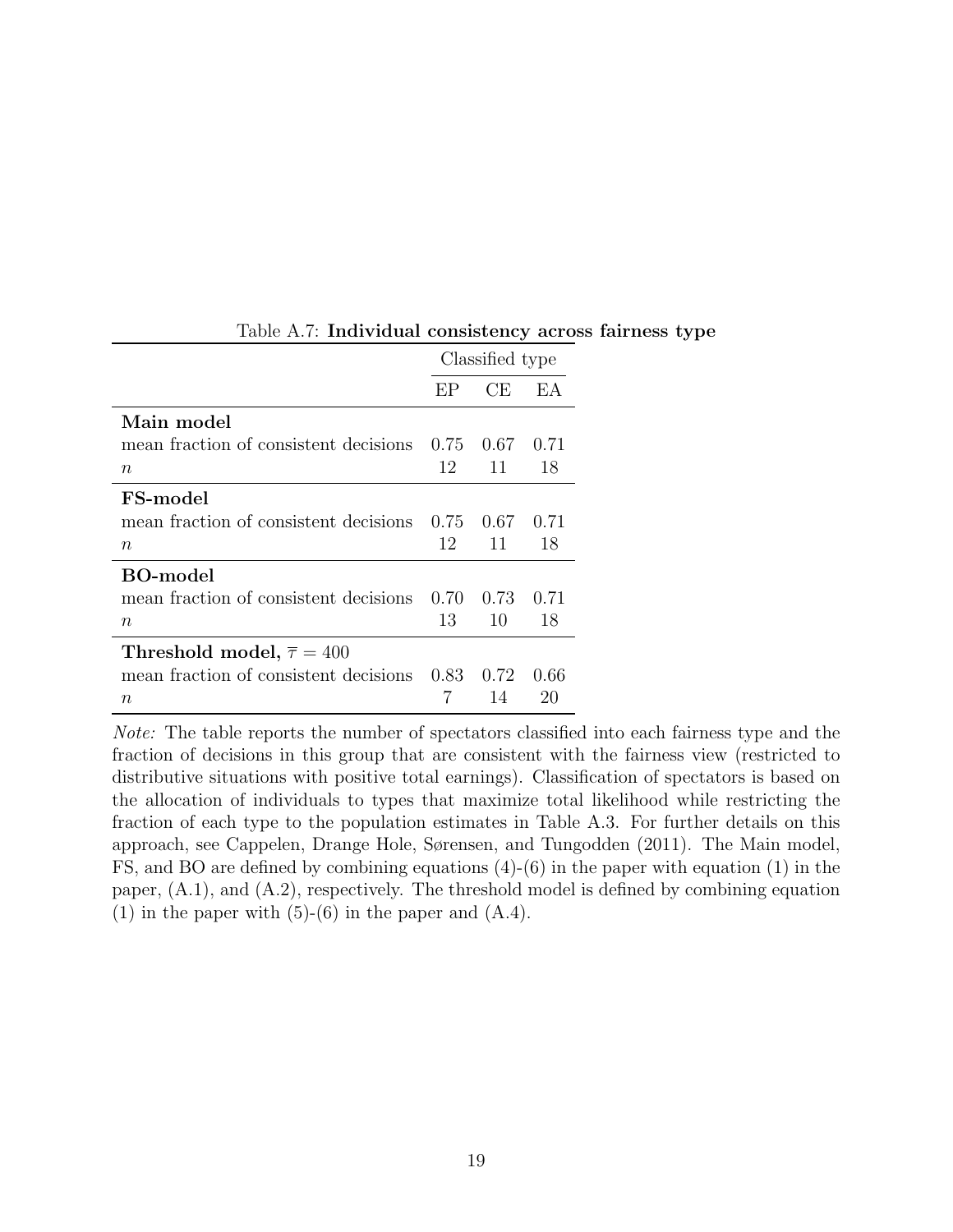Table A.7: **Individual consistency across fairness type**

| | Classified type | | |
|---|---|---|---|
| | EP | CE | EA |
| **Main model** | | | |
| mean fraction of consistent decisions | 0.75 | 0.67 | 0.71 |
| $n$ | 12 | 11 | 18 |
| **FS-model** | | | |
| mean fraction of consistent decisions | 0.75 | 0.67 | 0.71 |
| $n$ | 12 | 11 | 18 |
| **BO-model** | | | |
| mean fraction of consistent decisions | 0.70 | 0.73 | 0.71 |
| $n$ | 13 | 10 | 18 |
| **Threshold model, $\overline{\tau} = 400$** | | | |
| mean fraction of consistent decisions | 0.83 | 0.72 | 0.66 |
| $n$ | 7 | 14 | 20 |

*Note:* The table reports the number of spectators classified into each fairness type and the fraction of decisions in this group that are consistent with the fairness view (restricted to distributive situations with positive total earnings). Classification of spectators is based on the allocation of individuals to types that maximize total likelihood while restricting the fraction of each type to the population estimates in Table A.3. For further details on this approach, see Cappelen, Drange Hole, Sørensen, and Tungodden (2011). The Main model, FS, and BO are defined by combining equations (4)-(6) in the paper with equation (1) in the paper, (A.1), and (A.2), respectively. The threshold model is defined by combining equation (1) in the paper with (5)-(6) in the paper and (A.4).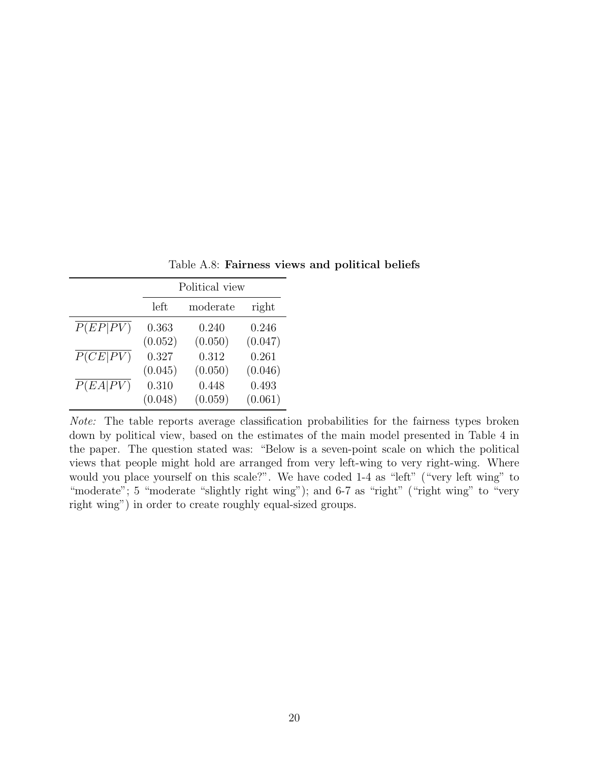Table A.8: **Fairness views and political beliefs**

| | Political view | | |
|---|---|---|---|
| | left | moderate | right |
| $\overline{P(EP\|PV)}$ | 0.363 | 0.240 | 0.246 |
| | (0.052) | (0.050) | (0.047) |
| $\overline{P(CE\|PV)}$ | 0.327 | 0.312 | 0.261 |
| | (0.045) | (0.050) | (0.046) |
| $\overline{P(EA\|PV)}$ | 0.310 | 0.448 | 0.493 |
| | (0.048) | (0.059) | (0.061) |

*Note:* The table reports average classification probabilities for the fairness types broken down by political view, based on the estimates of the main model presented in Table 4 in the paper. The question stated was: "Below is a seven-point scale on which the political views that people might hold are arranged from very left-wing to very right-wing. Where would you place yourself on this scale?". We have coded 1-4 as "left" ("very left wing" to "moderate"; 5 "moderate "slightly right wing"); and 6-7 as "right" ("right wing" to "very right wing") in order to create roughly equal-sized groups.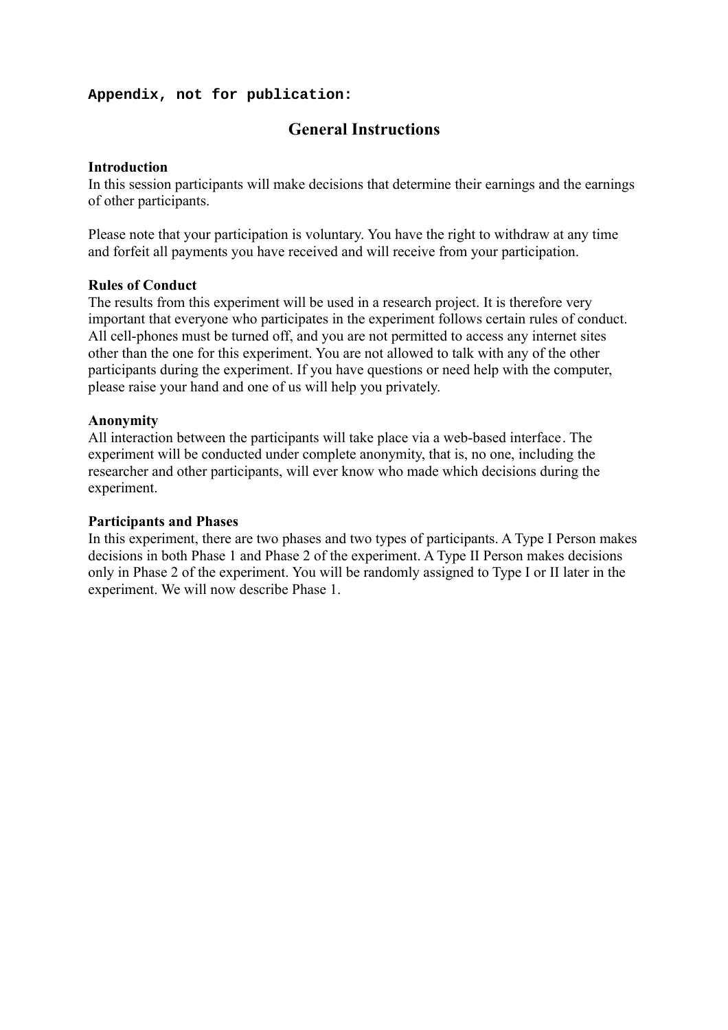**Appendix, not for publication:**

## General Instructions

**Introduction**
In this session participants will make decisions that determine their earnings and the earnings of other participants.

Please note that your participation is voluntary. You have the right to withdraw at any time and forfeit all payments you have received and will receive from your participation.

**Rules of Conduct**
The results from this experiment will be used in a research project. It is therefore very important that everyone who participates in the experiment follows certain rules of conduct. All cell-phones must be turned off, and you are not permitted to access any internet sites other than the one for this experiment. You are not allowed to talk with any of the other participants during the experiment. If you have questions or need help with the computer, please raise your hand and one of us will help you privately.

**Anonymity**
All interaction between the participants will take place via a web-based interface. The experiment will be conducted under complete anonymity, that is, no one, including the researcher and other participants, will ever know who made which decisions during the experiment.

**Participants and Phases**
In this experiment, there are two phases and two types of participants. A Type I Person makes decisions in both Phase 1 and Phase 2 of the experiment. A Type II Person makes decisions only in Phase 2 of the experiment. You will be randomly assigned to Type I or II later in the experiment. We will now describe Phase 1.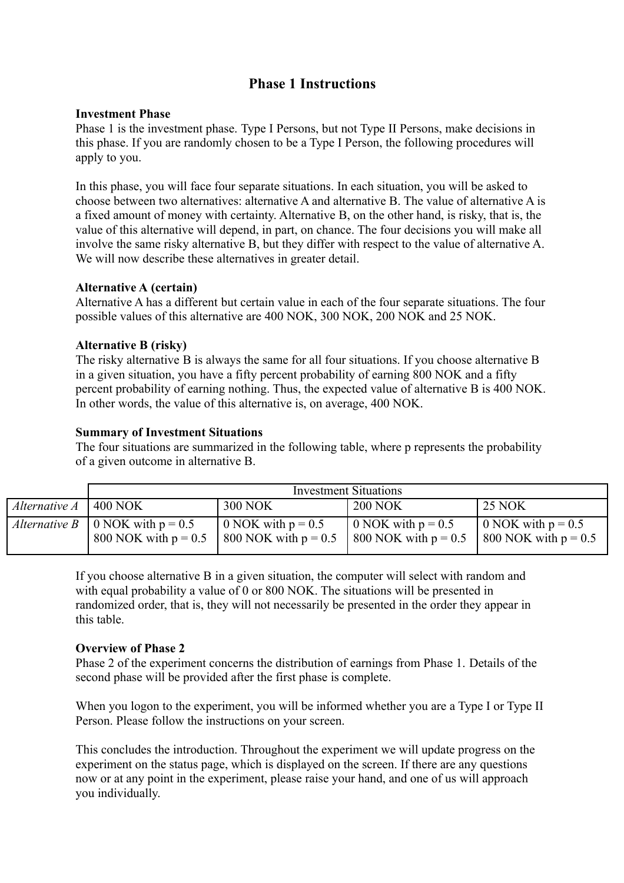## Phase 1 Instructions

**Investment Phase**
Phase 1 is the investment phase. Type I Persons, but not Type II Persons, make decisions in this phase. If you are randomly chosen to be a Type I Person, the following procedures will apply to you.

In this phase, you will face four separate situations. In each situation, you will be asked to choose between two alternatives: alternative A and alternative B. The value of alternative A is a fixed amount of money with certainty. Alternative B, on the other hand, is risky, that is, the value of this alternative will depend, in part, on chance. The four decisions you will make all involve the same risky alternative B, but they differ with respect to the value of alternative A. We will now describe these alternatives in greater detail.

**Alternative A (certain)**
Alternative A has a different but certain value in each of the four separate situations. The four possible values of this alternative are 400 NOK, 300 NOK, 200 NOK and 25 NOK.

**Alternative B (risky)**
The risky alternative B is always the same for all four situations. If you choose alternative B in a given situation, you have a fifty percent probability of earning 800 NOK and a fifty percent probability of earning nothing. Thus, the expected value of alternative B is 400 NOK. In other words, the value of this alternative is, on average, 400 NOK.

**Summary of Investment Situations**
The four situations are summarized in the following table, where p represents the probability of a given outcome in alternative B.

| | Investment Situations | | | |
|---|---|---|---|---|
| *Alternative A* | 400 NOK | 300 NOK | 200 NOK | 25 NOK |
| *Alternative B* | 0 NOK with p = 0.5<br>800 NOK with p = 0.5 | 0 NOK with p = 0.5<br>800 NOK with p = 0.5 | 0 NOK with p = 0.5<br>800 NOK with p = 0.5 | 0 NOK with p = 0.5<br>800 NOK with p = 0.5 |

If you choose alternative B in a given situation, the computer will select with random and with equal probability a value of 0 or 800 NOK. The situations will be presented in randomized order, that is, they will not necessarily be presented in the order they appear in this table.

**Overview of Phase 2**
Phase 2 of the experiment concerns the distribution of earnings from Phase 1. Details of the second phase will be provided after the first phase is complete.

When you logon to the experiment, you will be informed whether you are a Type I or Type II Person. Please follow the instructions on your screen.

This concludes the introduction. Throughout the experiment we will update progress on the experiment on the status page, which is displayed on the screen. If there are any questions now or at any point in the experiment, please raise your hand, and one of us will approach you individually.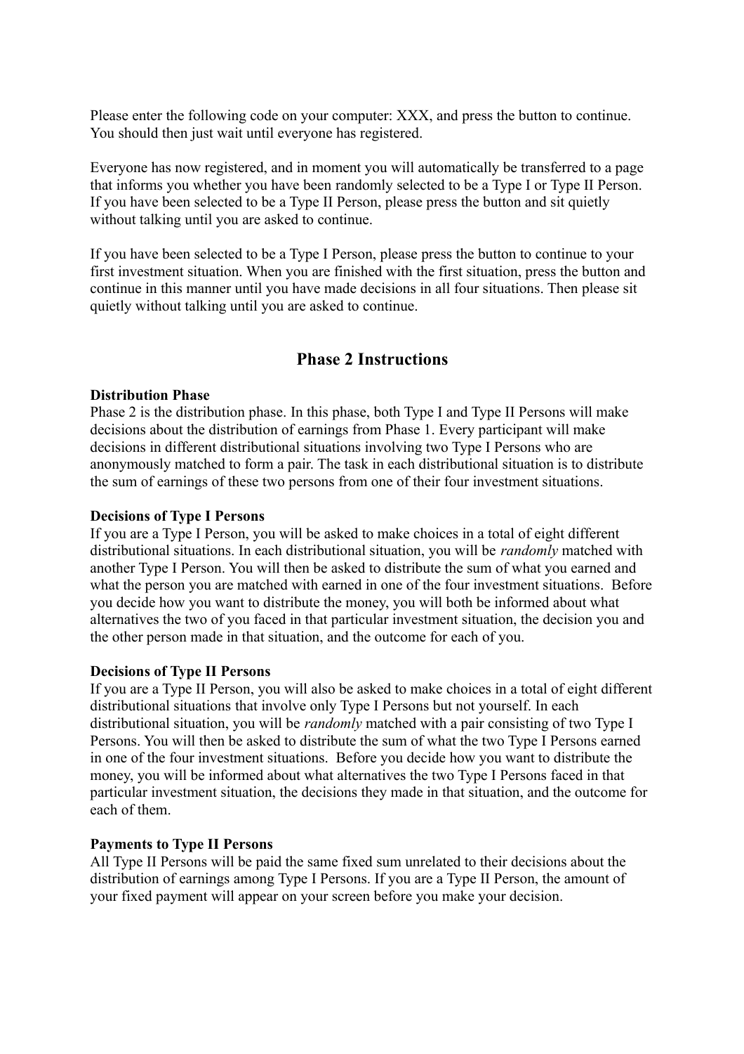Please enter the following code on your computer: XXX, and press the button to continue. You should then just wait until everyone has registered.

Everyone has now registered, and in moment you will automatically be transferred to a page that informs you whether you have been randomly selected to be a Type I or Type II Person. If you have been selected to be a Type II Person, please press the button and sit quietly without talking until you are asked to continue.

If you have been selected to be a Type I Person, please press the button to continue to your first investment situation. When you are finished with the first situation, press the button and continue in this manner until you have made decisions in all four situations. Then please sit quietly without talking until you are asked to continue.

## Phase 2 Instructions

**Distribution Phase**
Phase 2 is the distribution phase. In this phase, both Type I and Type II Persons will make decisions about the distribution of earnings from Phase 1. Every participant will make decisions in different distributional situations involving two Type I Persons who are anonymously matched to form a pair. The task in each distributional situation is to distribute the sum of earnings of these two persons from one of their four investment situations.

**Decisions of Type I Persons**
If you are a Type I Person, you will be asked to make choices in a total of eight different distributional situations. In each distributional situation, you will be *randomly* matched with another Type I Person. You will then be asked to distribute the sum of what you earned and what the person you are matched with earned in one of the four investment situations. Before you decide how you want to distribute the money, you will both be informed about what alternatives the two of you faced in that particular investment situation, the decision you and the other person made in that situation, and the outcome for each of you.

**Decisions of Type II Persons**
If you are a Type II Person, you will also be asked to make choices in a total of eight different distributional situations that involve only Type I Persons but not yourself. In each distributional situation, you will be *randomly* matched with a pair consisting of two Type I Persons. You will then be asked to distribute the sum of what the two Type I Persons earned in one of the four investment situations. Before you decide how you want to distribute the money, you will be informed about what alternatives the two Type I Persons faced in that particular investment situation, the decisions they made in that situation, and the outcome for each of them.

**Payments to Type II Persons**
All Type II Persons will be paid the same fixed sum unrelated to their decisions about the distribution of earnings among Type I Persons. If you are a Type II Person, the amount of your fixed payment will appear on your screen before you make your decision.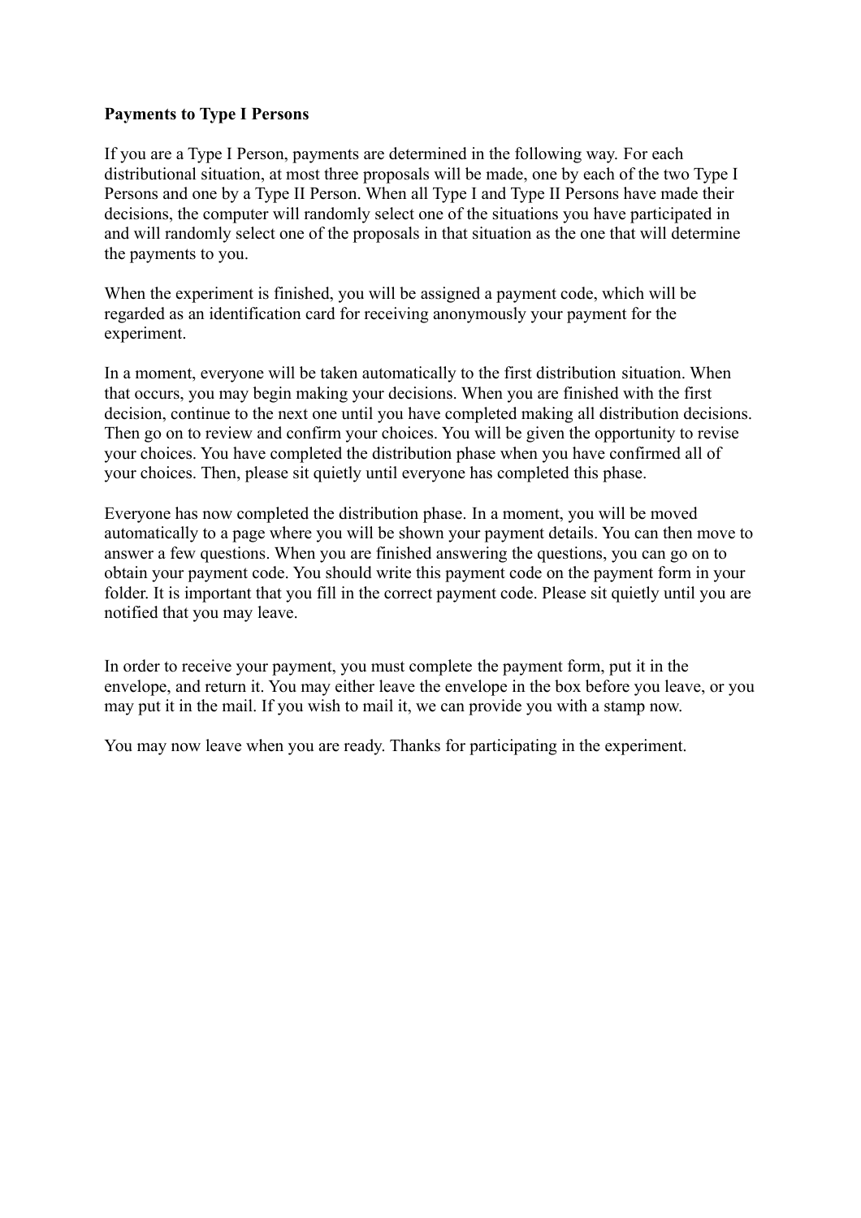**Payments to Type I Persons**

If you are a Type I Person, payments are determined in the following way. For each distributional situation, at most three proposals will be made, one by each of the two Type I Persons and one by a Type II Person. When all Type I and Type II Persons have made their decisions, the computer will randomly select one of the situations you have participated in and will randomly select one of the proposals in that situation as the one that will determine the payments to you.

When the experiment is finished, you will be assigned a payment code, which will be regarded as an identification card for receiving anonymously your payment for the experiment.

In a moment, everyone will be taken automatically to the first distribution situation. When that occurs, you may begin making your decisions. When you are finished with the first decision, continue to the next one until you have completed making all distribution decisions. Then go on to review and confirm your choices. You will be given the opportunity to revise your choices. You have completed the distribution phase when you have confirmed all of your choices. Then, please sit quietly until everyone has completed this phase.

Everyone has now completed the distribution phase. In a moment, you will be moved automatically to a page where you will be shown your payment details. You can then move to answer a few questions. When you are finished answering the questions, you can go on to obtain your payment code. You should write this payment code on the payment form in your folder. It is important that you fill in the correct payment code. Please sit quietly until you are notified that you may leave.

In order to receive your payment, you must complete the payment form, put it in the envelope, and return it. You may either leave the envelope in the box before you leave, or you may put it in the mail. If you wish to mail it, we can provide you with a stamp now.

You may now leave when you are ready. Thanks for participating in the experiment.